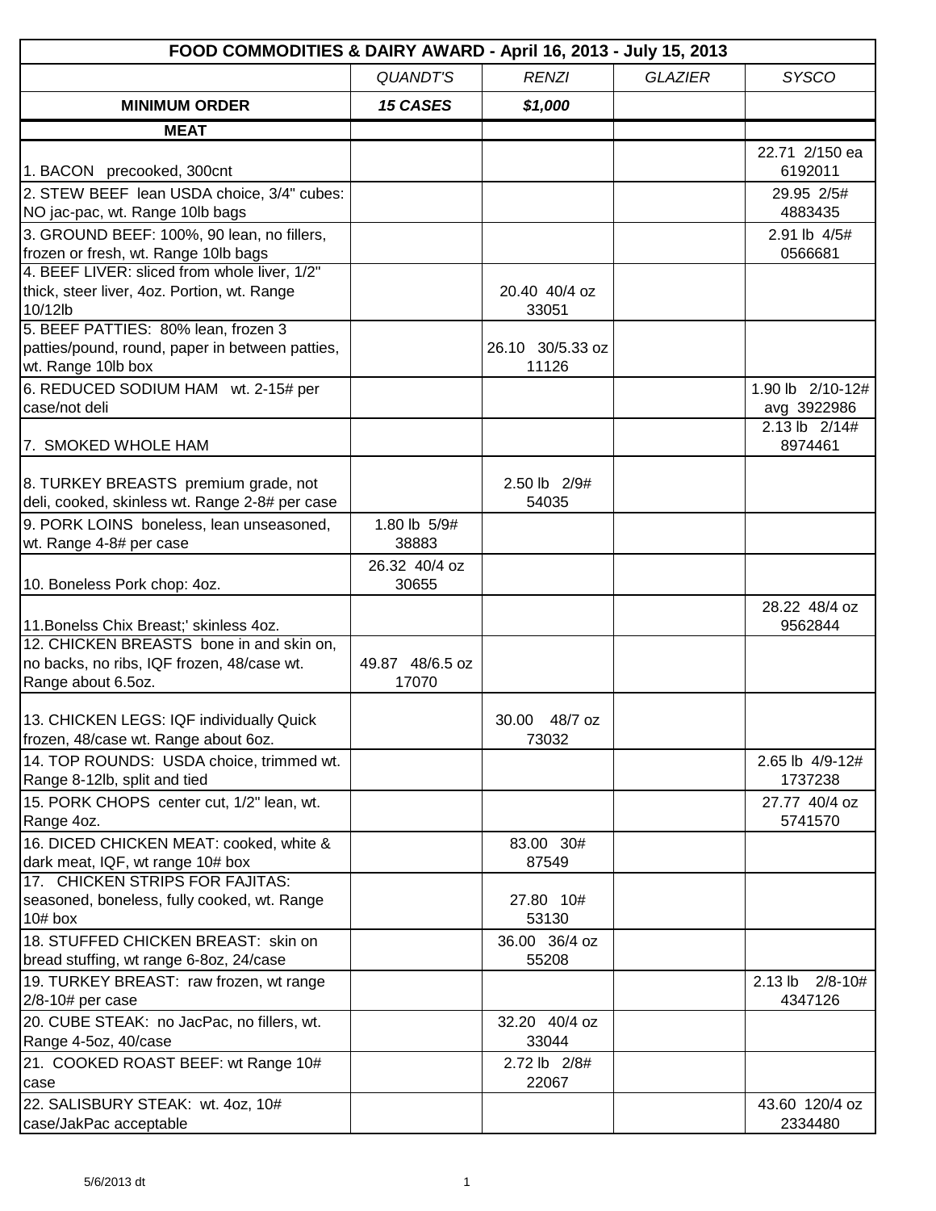| FOOD COMMODITIES & DAIRY AWARD - April 16, 2013 - July 15, 2013 | | | | |
|---|---|---|---|---|
| | *QUANDT'S* | *RENZI* | *GLAZIER* | *SYSCO* |
| **MINIMUM ORDER** | ***15 CASES*** | ***$1,000*** | | |
| **MEAT** | | | | |
| 1. BACON precooked, 300cnt | | | | 22.71 2/150 ea 6192011 |
| 2. STEW BEEF lean USDA choice, 3/4" cubes: NO jac-pac, wt. Range 10lb bags | | | | 29.95 2/5# 4883435 |
| 3. GROUND BEEF: 100%, 90 lean, no fillers, frozen or fresh, wt. Range 10lb bags | | | | 2.91 lb 4/5# 0566681 |
| 4. BEEF LIVER: sliced from whole liver, 1/2" thick, steer liver, 4oz. Portion, wt. Range 10/12lb | | 20.40 40/4 oz 33051 | | |
| 5. BEEF PATTIES: 80% lean, frozen 3 patties/pound, round, paper in between patties, wt. Range 10lb box | | 26.10 30/5.33 oz 11126 | | |
| 6. REDUCED SODIUM HAM wt. 2-15# per case/not deli | | | | 1.90 lb 2/10-12# avg 3922986 |
| 7. SMOKED WHOLE HAM | | | | 2.13 lb 2/14# 8974461 |
| 8. TURKEY BREASTS premium grade, not deli, cooked, skinless wt. Range 2-8# per case | | 2.50 lb 2/9# 54035 | | |
| 9. PORK LOINS boneless, lean unseasoned, wt. Range 4-8# per case | 1.80 lb 5/9# 38883 | | | |
| 10. Boneless Pork chop: 4oz. | 26.32 40/4 oz 30655 | | | |
| 11.Bonelss Chix Breast;' skinless 4oz. | | | | 28.22 48/4 oz 9562844 |
| 12. CHICKEN BREASTS bone in and skin on, no backs, no ribs, IQF frozen, 48/case wt. Range about 6.5oz. | 49.87 48/6.5 oz 17070 | | | |
| 13. CHICKEN LEGS: IQF individually Quick frozen, 48/case wt. Range about 6oz. | | 30.00 48/7 oz 73032 | | |
| 14. TOP ROUNDS: USDA choice, trimmed wt. Range 8-12lb, split and tied | | | | 2.65 lb 4/9-12# 1737238 |
| 15. PORK CHOPS center cut, 1/2" lean, wt. Range 4oz. | | | | 27.77 40/4 oz 5741570 |
| 16. DICED CHICKEN MEAT: cooked, white & dark meat, IQF, wt range 10# box | | 83.00 30# 87549 | | |
| 17. CHICKEN STRIPS FOR FAJITAS: seasoned, boneless, fully cooked, wt. Range 10# box | | 27.80 10# 53130 | | |
| 18. STUFFED CHICKEN BREAST: skin on bread stuffing, wt range 6-8oz, 24/case | | 36.00 36/4 oz 55208 | | |
| 19. TURKEY BREAST: raw frozen, wt range 2/8-10# per case | | | | 2.13 lb 2/8-10# 4347126 |
| 20. CUBE STEAK: no JacPac, no fillers, wt. Range 4-5oz, 40/case | | 32.20 40/4 oz 33044 | | |
| 21. COOKED ROAST BEEF: wt Range 10# case | | 2.72 lb 2/8# 22067 | | |
| 22. SALISBURY STEAK: wt. 4oz, 10# case/JakPac acceptable | | | | 43.60 120/4 oz 2334480 |

5/6/2013 dt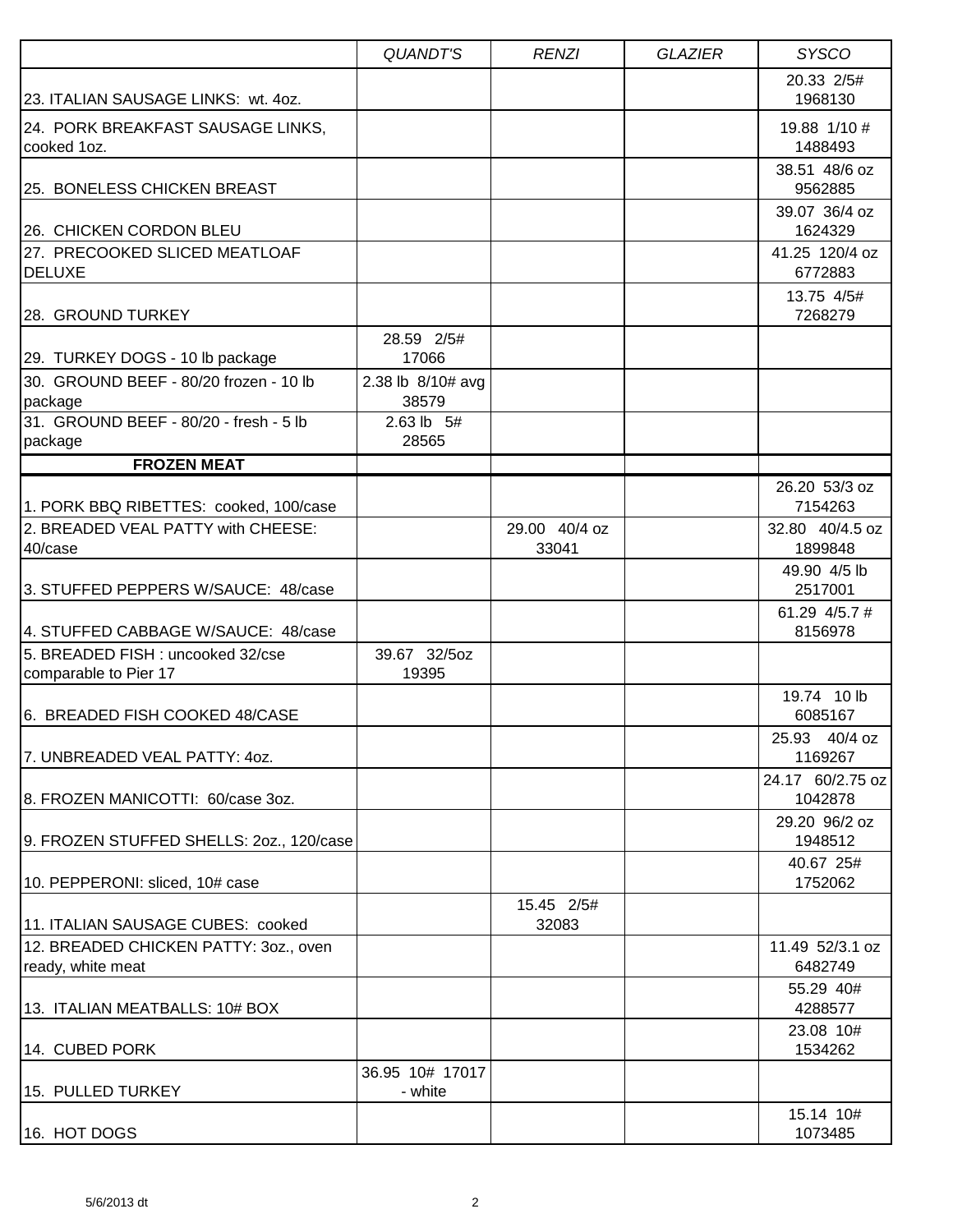| | *QUANDT'S* | *RENZI* | *GLAZIER* | *SYSCO* |
|---|---|---|---|---|
| 23. ITALIAN SAUSAGE LINKS: wt. 4oz. | | | | 20.33 2/5# 1968130 |
| 24. PORK BREAKFAST SAUSAGE LINKS, cooked 1oz. | | | | 19.88 1/10 # 1488493 |
| 25. BONELESS CHICKEN BREAST | | | | 38.51 48/6 oz 9562885 |
| 26. CHICKEN CORDON BLEU | | | | 39.07 36/4 oz 1624329 |
| 27. PRECOOKED SLICED MEATLOAF DELUXE | | | | 41.25 120/4 oz 6772883 |
| 28. GROUND TURKEY | | | | 13.75 4/5# 7268279 |
| 29. TURKEY DOGS - 10 lb package | 28.59 2/5# 17066 | | | |
| 30. GROUND BEEF - 80/20 frozen - 10 lb package | 2.38 lb 8/10# avg 38579 | | | |
| 31. GROUND BEEF - 80/20 - fresh - 5 lb package | 2.63 lb 5# 28565 | | | |
| **FROZEN MEAT** | | | | |
| 1. PORK BBQ RIBETTES: cooked, 100/case | | | | 26.20 53/3 oz 7154263 |
| 2. BREADED VEAL PATTY with CHEESE: 40/case | | 29.00 40/4 oz 33041 | | 32.80 40/4.5 oz 1899848 |
| 3. STUFFED PEPPERS W/SAUCE: 48/case | | | | 49.90 4/5 lb 2517001 |
| 4. STUFFED CABBAGE W/SAUCE: 48/case | | | | 61.29 4/5.7 # 8156978 |
| 5. BREADED FISH : uncooked 32/cse comparable to Pier 17 | 39.67 32/5oz 19395 | | | |
| 6. BREADED FISH COOKED 48/CASE | | | | 19.74 10 lb 6085167 |
| 7. UNBREADED VEAL PATTY: 4oz. | | | | 25.93 40/4 oz 1169267 |
| 8. FROZEN MANICOTTI: 60/case 3oz. | | | | 24.17 60/2.75 oz 1042878 |
| 9. FROZEN STUFFED SHELLS: 2oz., 120/case | | | | 29.20 96/2 oz 1948512 |
| 10. PEPPERONI: sliced, 10# case | | | | 40.67 25# 1752062 |
| 11. ITALIAN SAUSAGE CUBES: cooked | | 15.45 2/5# 32083 | | |
| 12. BREADED CHICKEN PATTY: 3oz., oven ready, white meat | | | | 11.49 52/3.1 oz 6482749 |
| 13. ITALIAN MEATBALLS: 10# BOX | | | | 55.29 40# 4288577 |
| 14. CUBED PORK | | | | 23.08 10# 1534262 |
| 15. PULLED TURKEY | 36.95 10# 17017 - white | | | |
| 16. HOT DOGS | | | | 15.14 10# 1073485 |

5/6/2013 dt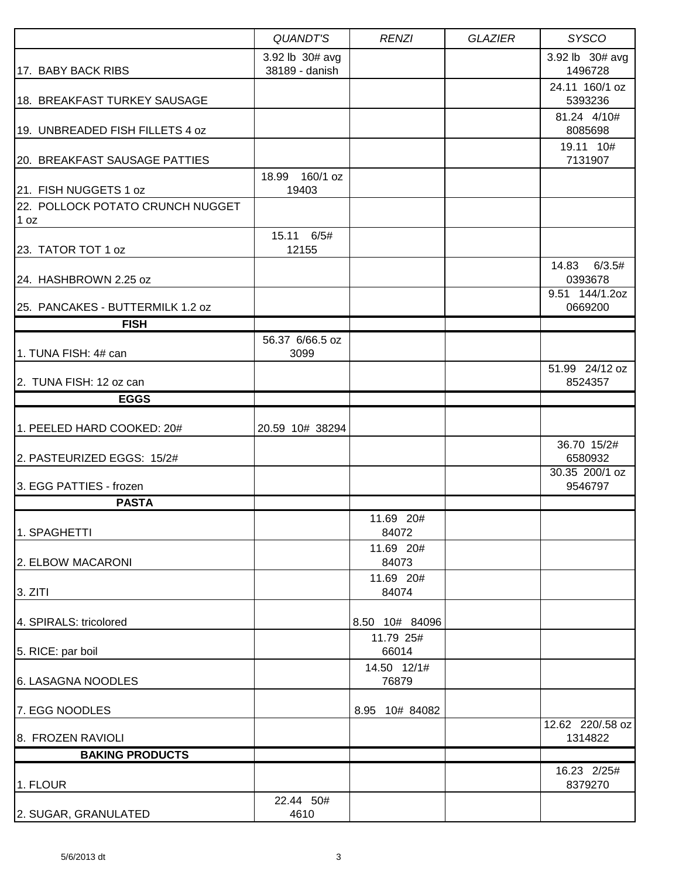| | *QUANDT'S* | *RENZI* | *GLAZIER* | *SYSCO* |
|---|---|---|---|---|
| 17. BABY BACK RIBS | 3.92 lb 30# avg 38189 - danish | | | 3.92 lb 30# avg 1496728 |
| 18. BREAKFAST TURKEY SAUSAGE | | | | 24.11 160/1 oz 5393236 |
| 19. UNBREADED FISH FILLETS 4 oz | | | | 81.24 4/10# 8085698 |
| 20. BREAKFAST SAUSAGE PATTIES | | | | 19.11 10# 7131907 |
| 21. FISH NUGGETS 1 oz | 18.99 160/1 oz 19403 | | | |
| 22. POLLOCK POTATO CRUNCH NUGGET 1 oz | | | | |
| 23. TATOR TOT 1 oz | 15.11 6/5# 12155 | | | |
| 24. HASHBROWN 2.25 oz | | | | 14.83 6/3.5# 0393678 |
| 25. PANCAKES - BUTTERMILK 1.2 oz | | | | 9.51 144/1.2oz 0669200 |
| **FISH** | | | | |
| 1. TUNA FISH: 4# can | 56.37 6/66.5 oz 3099 | | | |
| 2. TUNA FISH: 12 oz can | | | | 51.99 24/12 oz 8524357 |
| **EGGS** | | | | |
| 1. PEELED HARD COOKED: 20# | 20.59 10# 38294 | | | |
| 2. PASTEURIZED EGGS: 15/2# | | | | 36.70 15/2# 6580932 |
| 3. EGG PATTIES - frozen | | | | 30.35 200/1 oz 9546797 |
| **PASTA** | | | | |
| 1. SPAGHETTI | | 11.69 20# 84072 | | |
| 2. ELBOW MACARONI | | 11.69 20# 84073 | | |
| 3. ZITI | | 11.69 20# 84074 | | |
| 4. SPIRALS: tricolored | | 8.50 10# 84096 | | |
| 5. RICE: par boil | | 11.79 25# 66014 | | |
| 6. LASAGNA NOODLES | | 14.50 12/1# 76879 | | |
| 7. EGG NOODLES | | 8.95 10# 84082 | | |
| 8. FROZEN RAVIOLI | | | | 12.62 220/.58 oz 1314822 |
| **BAKING PRODUCTS** | | | | |
| 1. FLOUR | | | | 16.23 2/25# 8379270 |
| 2. SUGAR, GRANULATED | 22.44 50# 4610 | | | |

5/6/2013 dt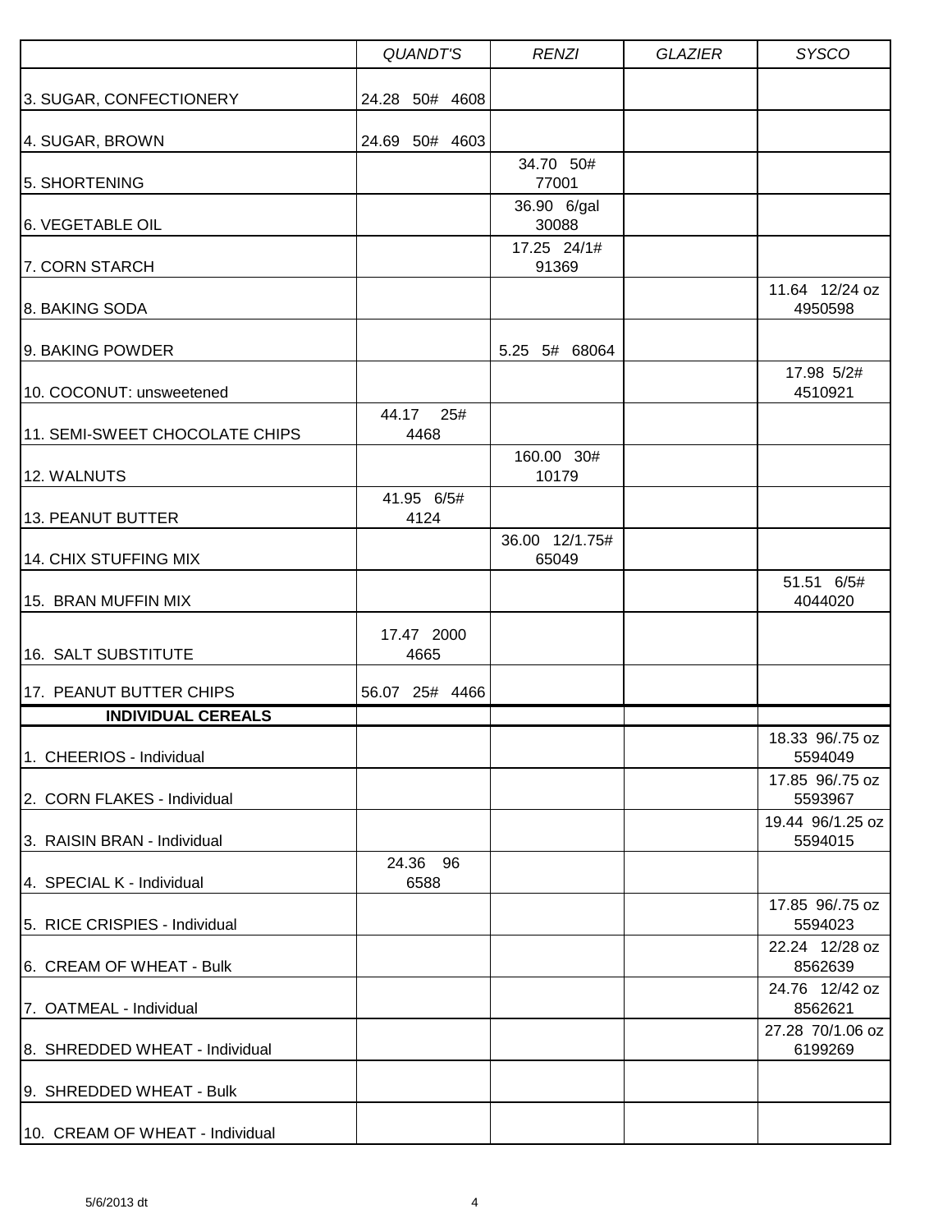| | *QUANDT'S* | *RENZI* | *GLAZIER* | *SYSCO* |
|---|---|---|---|---|
| 3. SUGAR, CONFECTIONERY | 24.28 50# 4608 | | | |
| 4. SUGAR, BROWN | 24.69 50# 4603 | | | |
| 5. SHORTENING | | 34.70 50# 77001 | | |
| 6. VEGETABLE OIL | | 36.90 6/gal 30088 | | |
| 7. CORN STARCH | | 17.25 24/1# 91369 | | |
| 8. BAKING SODA | | | | 11.64 12/24 oz 4950598 |
| 9. BAKING POWDER | | 5.25 5# 68064 | | |
| 10. COCONUT: unsweetened | | | | 17.98 5/2# 4510921 |
| 11. SEMI-SWEET CHOCOLATE CHIPS | 44.17 25# 4468 | | | |
| 12. WALNUTS | | 160.00 30# 10179 | | |
| 13. PEANUT BUTTER | 41.95 6/5# 4124 | | | |
| 14. CHIX STUFFING MIX | | 36.00 12/1.75# 65049 | | |
| 15. BRAN MUFFIN MIX | | | | 51.51 6/5# 4044020 |
| 16. SALT SUBSTITUTE | 17.47 2000 4665 | | | |
| 17. PEANUT BUTTER CHIPS | 56.07 25# 4466 | | | |
| **INDIVIDUAL CEREALS** | | | | |
| 1. CHEERIOS - Individual | | | | 18.33 96/.75 oz 5594049 |
| 2. CORN FLAKES - Individual | | | | 17.85 96/.75 oz 5593967 |
| 3. RAISIN BRAN - Individual | | | | 19.44 96/1.25 oz 5594015 |
| 4. SPECIAL K - Individual | 24.36 96 6588 | | | |
| 5. RICE CRISPIES - Individual | | | | 17.85 96/.75 oz 5594023 |
| 6. CREAM OF WHEAT - Bulk | | | | 22.24 12/28 oz 8562639 |
| 7. OATMEAL - Individual | | | | 24.76 12/42 oz 8562621 |
| 8. SHREDDED WHEAT - Individual | | | | 27.28 70/1.06 oz 6199269 |
| 9. SHREDDED WHEAT - Bulk | | | | |
| 10. CREAM OF WHEAT - Individual | | | | |

5/6/2013 dt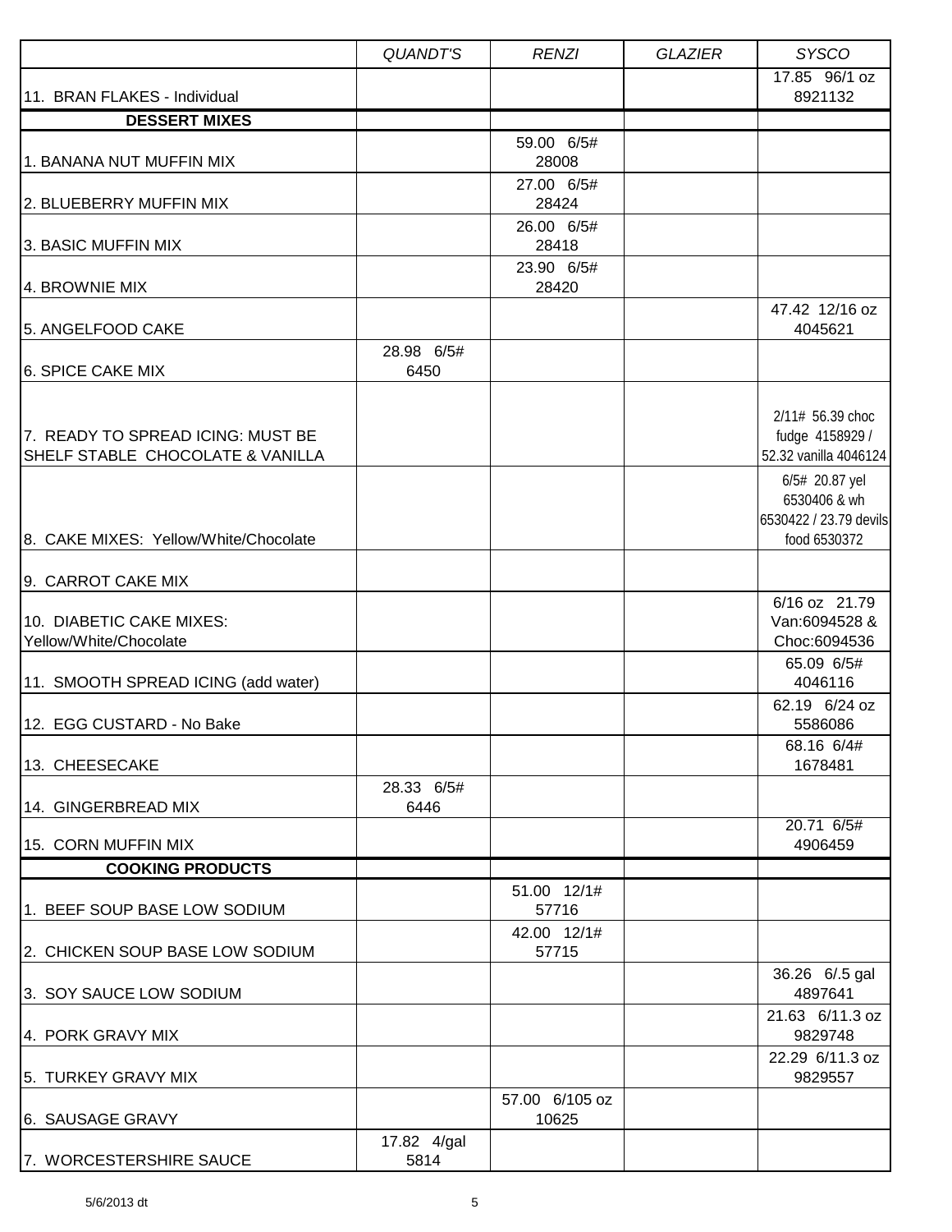| | *QUANDT'S* | *RENZI* | *GLAZIER* | *SYSCO* |
|---|---|---|---|---|
| 11. BRAN FLAKES - Individual | | | | 17.85 96/1 oz 8921132 |
| **DESSERT MIXES** | | | | |
| 1. BANANA NUT MUFFIN MIX | | 59.00 6/5# 28008 | | |
| 2. BLUEBERRY MUFFIN MIX | | 27.00 6/5# 28424 | | |
| 3. BASIC MUFFIN MIX | | 26.00 6/5# 28418 | | |
| 4. BROWNIE MIX | | 23.90 6/5# 28420 | | |
| 5. ANGELFOOD CAKE | | | | 47.42 12/16 oz 4045621 |
| 6. SPICE CAKE MIX | 28.98 6/5# 6450 | | | |
| 7. READY TO SPREAD ICING: MUST BE SHELF STABLE CHOCOLATE & VANILLA | | | | 2/11# 56.39 choc fudge 4158929 / 52.32 vanilla 4046124 |
| 8. CAKE MIXES: Yellow/White/Chocolate | | | | 6/5# 20.87 yel 6530406 & wh 6530422 / 23.79 devils food 6530372 |
| 9. CARROT CAKE MIX | | | | |
| 10. DIABETIC CAKE MIXES: Yellow/White/Chocolate | | | | 6/16 oz 21.79 Van:6094528 & Choc:6094536 |
| 11. SMOOTH SPREAD ICING (add water) | | | | 65.09 6/5# 4046116 |
| 12. EGG CUSTARD - No Bake | | | | 62.19 6/24 oz 5586086 |
| 13. CHEESECAKE | | | | 68.16 6/4# 1678481 |
| 14. GINGERBREAD MIX | 28.33 6/5# 6446 | | | |
| 15. CORN MUFFIN MIX | | | | 20.71 6/5# 4906459 |
| **COOKING PRODUCTS** | | | | |
| 1. BEEF SOUP BASE LOW SODIUM | | 51.00 12/1# 57716 | | |
| 2. CHICKEN SOUP BASE LOW SODIUM | | 42.00 12/1# 57715 | | |
| 3. SOY SAUCE LOW SODIUM | | | | 36.26 6/.5 gal 4897641 |
| 4. PORK GRAVY MIX | | | | 21.63 6/11.3 oz 9829748 |
| 5. TURKEY GRAVY MIX | | | | 22.29 6/11.3 oz 9829557 |
| 6. SAUSAGE GRAVY | | 57.00 6/105 oz 10625 | | |
| 7. WORCESTERSHIRE SAUCE | 17.82 4/gal 5814 | | | |

5/6/2013 dt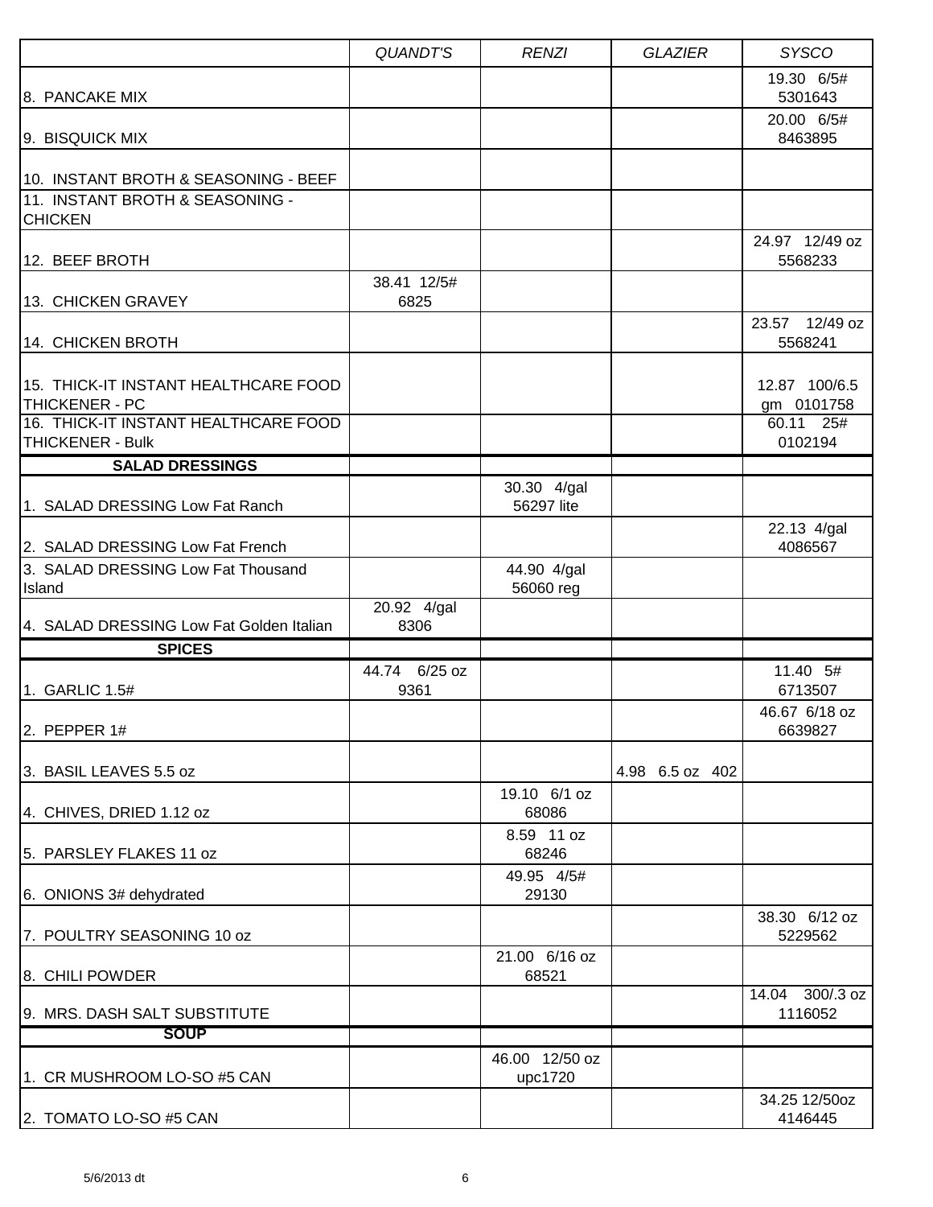| | *QUANDT'S* | *RENZI* | *GLAZIER* | *SYSCO* |
|---|---|---|---|---|
| 8. PANCAKE MIX | | | | 19.30 6/5# 5301643 |
| 9. BISQUICK MIX | | | | 20.00 6/5# 8463895 |
| 10. INSTANT BROTH & SEASONING - BEEF | | | | |
| 11. INSTANT BROTH & SEASONING - CHICKEN | | | | |
| 12. BEEF BROTH | | | | 24.97 12/49 oz 5568233 |
| 13. CHICKEN GRAVEY | 38.41 12/5# 6825 | | | |
| 14. CHICKEN BROTH | | | | 23.57 12/49 oz 5568241 |
| 15. THICK-IT INSTANT HEALTHCARE FOOD THICKENER - PC | | | | 12.87 100/6.5 gm 0101758 |
| 16. THICK-IT INSTANT HEALTHCARE FOOD THICKENER - Bulk | | | | 60.11 25# 0102194 |
| **SALAD DRESSINGS** | | | | |
| 1. SALAD DRESSING Low Fat Ranch | | 30.30 4/gal 56297 lite | | |
| 2. SALAD DRESSING Low Fat French | | | | 22.13 4/gal 4086567 |
| 3. SALAD DRESSING Low Fat Thousand Island | | 44.90 4/gal 56060 reg | | |
| 4. SALAD DRESSING Low Fat Golden Italian | 20.92 4/gal 8306 | | | |
| **SPICES** | | | | |
| 1. GARLIC 1.5# | 44.74 6/25 oz 9361 | | | 11.40 5# 6713507 |
| 2. PEPPER 1# | | | | 46.67 6/18 oz 6639827 |
| 3. BASIL LEAVES 5.5 oz | | | 4.98 6.5 oz 402 | |
| 4. CHIVES, DRIED 1.12 oz | | 19.10 6/1 oz 68086 | | |
| 5. PARSLEY FLAKES 11 oz | | 8.59 11 oz 68246 | | |
| 6. ONIONS 3# dehydrated | | 49.95 4/5# 29130 | | |
| 7. POULTRY SEASONING 10 oz | | | | 38.30 6/12 oz 5229562 |
| 8. CHILI POWDER | | 21.00 6/16 oz 68521 | | |
| 9. MRS. DASH SALT SUBSTITUTE | | | | 14.04 300/.3 oz 1116052 |
| **SOUP** | | | | |
| 1. CR MUSHROOM LO-SO #5 CAN | | 46.00 12/50 oz upc1720 | | |
| 2. TOMATO LO-SO #5 CAN | | | | 34.25 12/50oz 4146445 |

5/6/2013 dt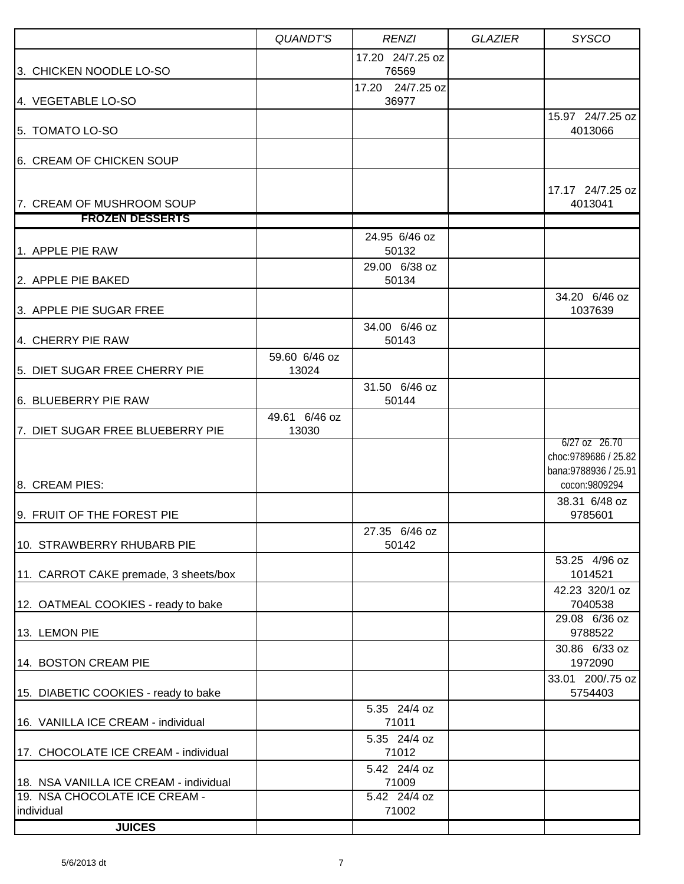| | *QUANDT'S* | *RENZI* | *GLAZIER* | *SYSCO* |
|---|---|---|---|---|
| 3. CHICKEN NOODLE LO-SO | | 17.20 24/7.25 oz 76569 | | |
| 4. VEGETABLE LO-SO | | 17.20 24/7.25 oz 36977 | | |
| 5. TOMATO LO-SO | | | | 15.97 24/7.25 oz 4013066 |
| 6. CREAM OF CHICKEN SOUP | | | | |
| 7. CREAM OF MUSHROOM SOUP | | | | 17.17 24/7.25 oz 4013041 |
| **FROZEN DESSERTS** | | | | |
| 1. APPLE PIE RAW | | 24.95 6/46 oz 50132 | | |
| 2. APPLE PIE BAKED | | 29.00 6/38 oz 50134 | | |
| 3. APPLE PIE SUGAR FREE | | | | 34.20 6/46 oz 1037639 |
| 4. CHERRY PIE RAW | | 34.00 6/46 oz 50143 | | |
| 5. DIET SUGAR FREE CHERRY PIE | 59.60 6/46 oz 13024 | | | |
| 6. BLUEBERRY PIE RAW | | 31.50 6/46 oz 50144 | | |
| 7. DIET SUGAR FREE BLUEBERRY PIE | 49.61 6/46 oz 13030 | | | |
| 8. CREAM PIES: | | | | 6/27 oz 26.70 choc:9789686 / 25.82 bana:9788936 / 25.91 cocon:9809294 |
| 9. FRUIT OF THE FOREST PIE | | | | 38.31 6/48 oz 9785601 |
| 10. STRAWBERRY RHUBARB PIE | | 27.35 6/46 oz 50142 | | |
| 11. CARROT CAKE premade, 3 sheets/box | | | | 53.25 4/96 oz 1014521 |
| 12. OATMEAL COOKIES - ready to bake | | | | 42.23 320/1 oz 7040538 |
| 13. LEMON PIE | | | | 29.08 6/36 oz 9788522 |
| 14. BOSTON CREAM PIE | | | | 30.86 6/33 oz 1972090 |
| 15. DIABETIC COOKIES - ready to bake | | | | 33.01 200/.75 oz 5754403 |
| 16. VANILLA ICE CREAM - individual | | 5.35 24/4 oz 71011 | | |
| 17. CHOCOLATE ICE CREAM - individual | | 5.35 24/4 oz 71012 | | |
| 18. NSA VANILLA ICE CREAM - individual | | 5.42 24/4 oz 71009 | | |
| 19. NSA CHOCOLATE ICE CREAM - individual | | 5.42 24/4 oz 71002 | | |
| **JUICES** | | | | |

5/6/2013 dt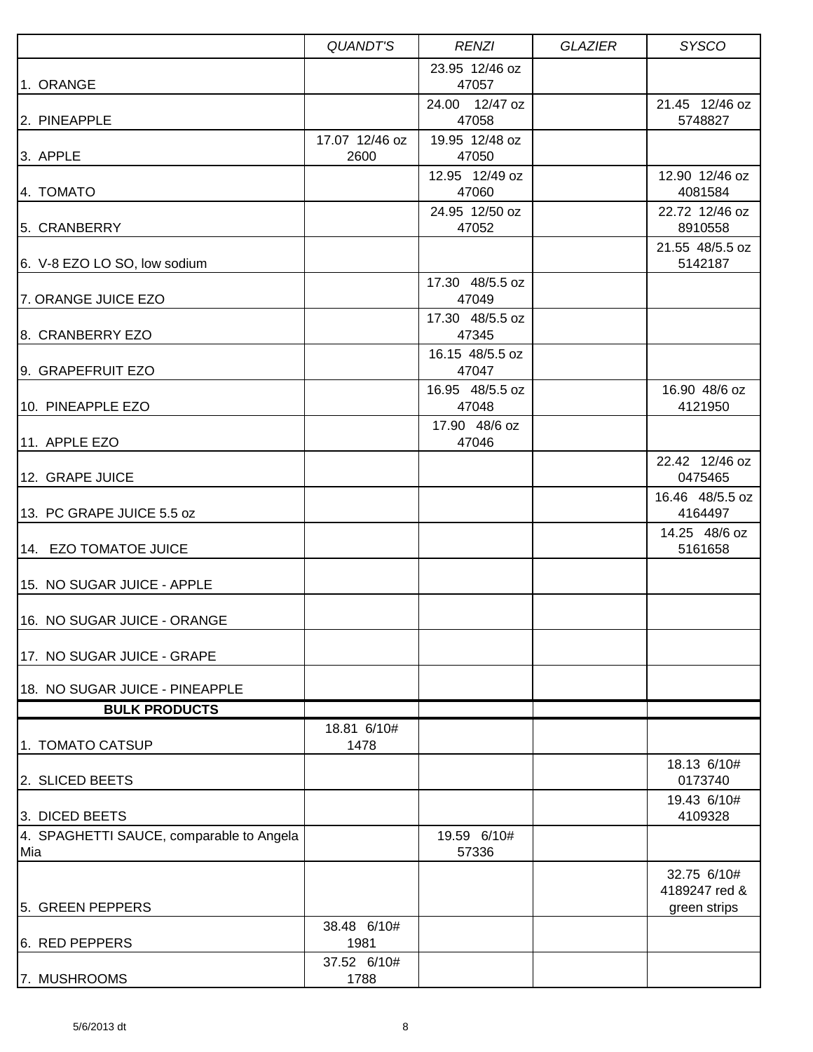| | *QUANDT'S* | *RENZI* | *GLAZIER* | *SYSCO* |
|---|---|---|---|---|
| 1. ORANGE | | 23.95 12/46 oz 47057 | | |
| 2. PINEAPPLE | | 24.00 12/47 oz 47058 | | 21.45 12/46 oz 5748827 |
| 3. APPLE | 17.07 12/46 oz 2600 | 19.95 12/48 oz 47050 | | |
| 4. TOMATO | | 12.95 12/49 oz 47060 | | 12.90 12/46 oz 4081584 |
| 5. CRANBERRY | | 24.95 12/50 oz 47052 | | 22.72 12/46 oz 8910558 |
| 6. V-8 EZO LO SO, low sodium | | | | 21.55 48/5.5 oz 5142187 |
| 7. ORANGE JUICE EZO | | 17.30 48/5.5 oz 47049 | | |
| 8. CRANBERRY EZO | | 17.30 48/5.5 oz 47345 | | |
| 9. GRAPEFRUIT EZO | | 16.15 48/5.5 oz 47047 | | |
| 10. PINEAPPLE EZO | | 16.95 48/5.5 oz 47048 | | 16.90 48/6 oz 4121950 |
| 11. APPLE EZO | | 17.90 48/6 oz 47046 | | |
| 12. GRAPE JUICE | | | | 22.42 12/46 oz 0475465 |
| 13. PC GRAPE JUICE 5.5 oz | | | | 16.46 48/5.5 oz 4164497 |
| 14. EZO TOMATOE JUICE | | | | 14.25 48/6 oz 5161658 |
| 15. NO SUGAR JUICE - APPLE | | | | |
| 16. NO SUGAR JUICE - ORANGE | | | | |
| 17. NO SUGAR JUICE - GRAPE | | | | |
| 18. NO SUGAR JUICE - PINEAPPLE | | | | |
| **BULK PRODUCTS** | | | | |
| 1. TOMATO CATSUP | 18.81 6/10# 1478 | | | |
| 2. SLICED BEETS | | | | 18.13 6/10# 0173740 |
| 3. DICED BEETS | | | | 19.43 6/10# 4109328 |
| 4. SPAGHETTI SAUCE, comparable to Angela Mia | | 19.59 6/10# 57336 | | |
| 5. GREEN PEPPERS | | | | 32.75 6/10# 4189247 red & green strips |
| 6. RED PEPPERS | 38.48 6/10# 1981 | | | |
| 7. MUSHROOMS | 37.52 6/10# 1788 | | | |

5/6/2013 dt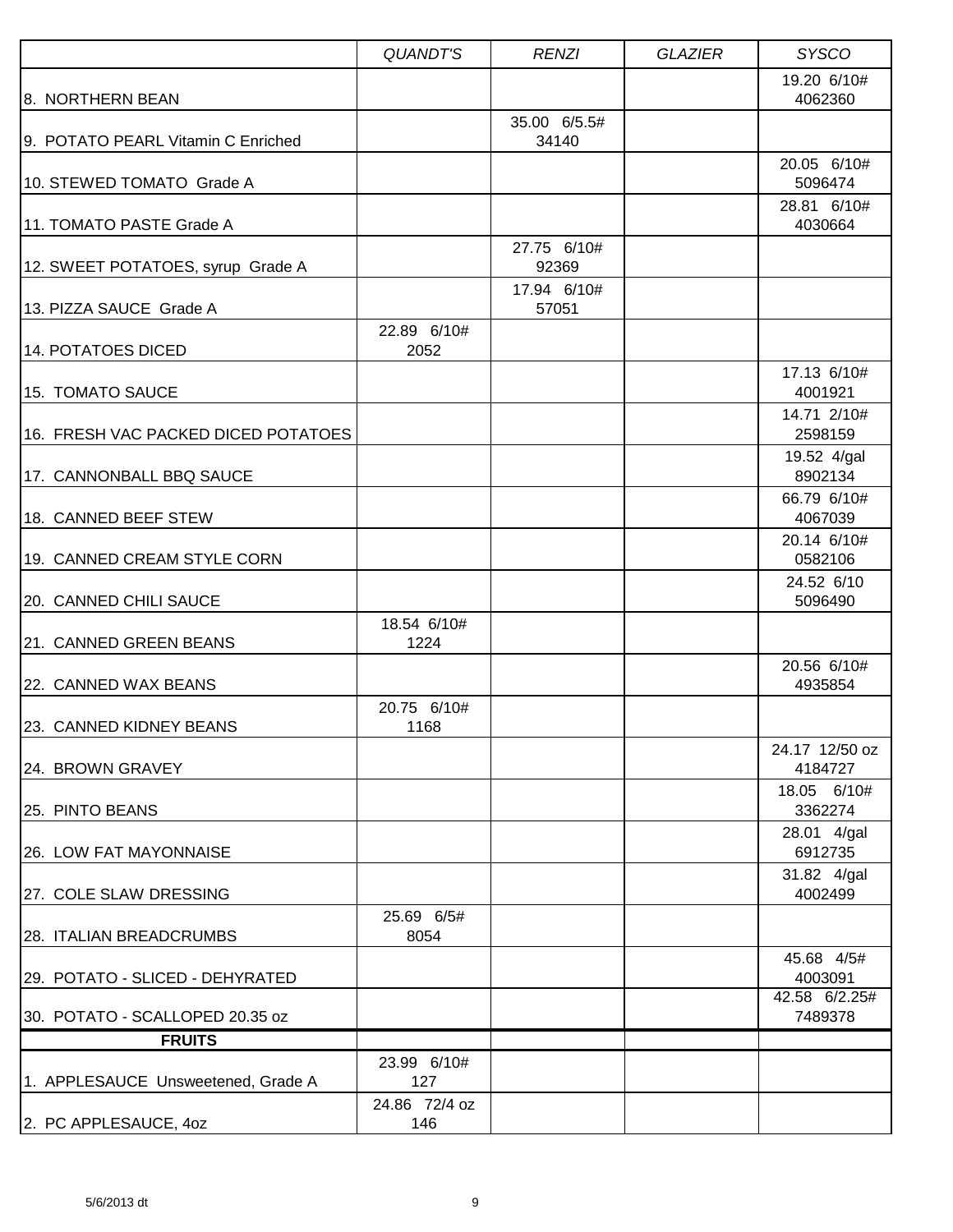| | QUANDT'S | RENZI | GLAZIER | SYSCO |
|---|---|---|---|---|
| 8. NORTHERN BEAN | | | | 19.20 6/10# 4062360 |
| 9. POTATO PEARL Vitamin C Enriched | | 35.00 6/5.5# 34140 | | |
| 10. STEWED TOMATO Grade A | | | | 20.05 6/10# 5096474 |
| 11. TOMATO PASTE Grade A | | | | 28.81 6/10# 4030664 |
| 12. SWEET POTATOES, syrup Grade A | | 27.75 6/10# 92369 | | |
| 13. PIZZA SAUCE Grade A | | 17.94 6/10# 57051 | | |
| 14. POTATOES DICED | 22.89 6/10# 2052 | | | |
| 15. TOMATO SAUCE | | | | 17.13 6/10# 4001921 |
| 16. FRESH VAC PACKED DICED POTATOES | | | | 14.71 2/10# 2598159 |
| 17. CANNONBALL BBQ SAUCE | | | | 19.52 4/gal 8902134 |
| 18. CANNED BEEF STEW | | | | 66.79 6/10# 4067039 |
| 19. CANNED CREAM STYLE CORN | | | | 20.14 6/10# 0582106 |
| 20. CANNED CHILI SAUCE | | | | 24.52 6/10 5096490 |
| 21. CANNED GREEN BEANS | 18.54 6/10# 1224 | | | |
| 22. CANNED WAX BEANS | | | | 20.56 6/10# 4935854 |
| 23. CANNED KIDNEY BEANS | 20.75 6/10# 1168 | | | |
| 24. BROWN GRAVEY | | | | 24.17 12/50 oz 4184727 |
| 25. PINTO BEANS | | | | 18.05 6/10# 3362274 |
| 26. LOW FAT MAYONNAISE | | | | 28.01 4/gal 6912735 |
| 27. COLE SLAW DRESSING | | | | 31.82 4/gal 4002499 |
| 28. ITALIAN BREADCRUMBS | 25.69 6/5# 8054 | | | |
| 29. POTATO - SLICED - DEHYRATED | | | | 45.68 4/5# 4003091 |
| 30. POTATO - SCALLOPED 20.35 oz | | | | 42.58 6/2.25# 7489378 |
| **FRUITS** | | | | |
| 1. APPLESAUCE Unsweetened, Grade A | 23.99 6/10# 127 | | | |
| 2. PC APPLESAUCE, 4oz | 24.86 72/4 oz 146 | | | |

5/6/2013 dt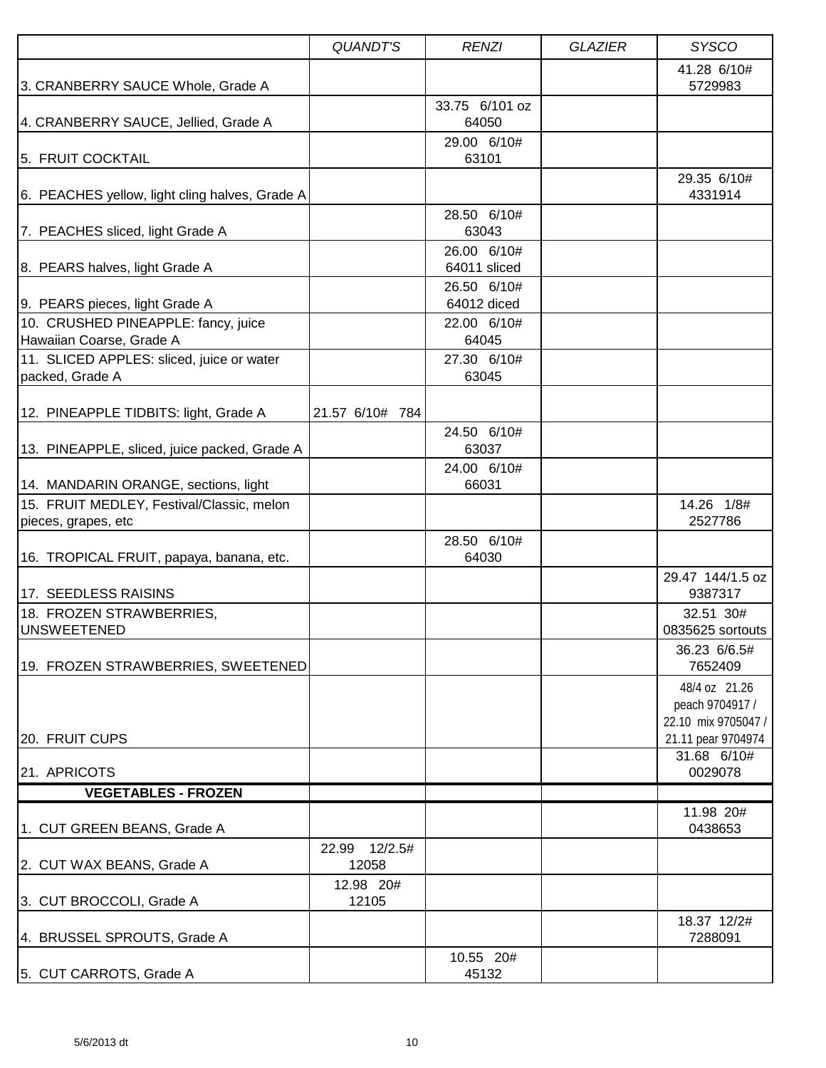| | *QUANDT'S* | *RENZI* | *GLAZIER* | *SYSCO* |
|---|---|---|---|---|
| 3. CRANBERRY SAUCE Whole, Grade A | | | | 41.28 6/10# 5729983 |
| 4. CRANBERRY SAUCE, Jellied, Grade A | | 33.75 6/101 oz 64050 | | |
| 5. FRUIT COCKTAIL | | 29.00 6/10# 63101 | | |
| 6. PEACHES yellow, light cling halves, Grade A | | | | 29.35 6/10# 4331914 |
| 7. PEACHES sliced, light Grade A | | 28.50 6/10# 63043 | | |
| 8. PEARS halves, light Grade A | | 26.00 6/10# 64011 sliced | | |
| 9. PEARS pieces, light Grade A | | 26.50 6/10# 64012 diced | | |
| 10. CRUSHED PINEAPPLE: fancy, juice Hawaiian Coarse, Grade A | | 22.00 6/10# 64045 | | |
| 11. SLICED APPLES: sliced, juice or water packed, Grade A | | 27.30 6/10# 63045 | | |
| 12. PINEAPPLE TIDBITS: light, Grade A | 21.57 6/10# 784 | | | |
| 13. PINEAPPLE, sliced, juice packed, Grade A | | 24.50 6/10# 63037 | | |
| 14. MANDARIN ORANGE, sections, light | | 24.00 6/10# 66031 | | |
| 15. FRUIT MEDLEY, Festival/Classic, melon pieces, grapes, etc | | | | 14.26 1/8# 2527786 |
| 16. TROPICAL FRUIT, papaya, banana, etc. | | 28.50 6/10# 64030 | | |
| 17. SEEDLESS RAISINS | | | | 29.47 144/1.5 oz 9387317 |
| 18. FROZEN STRAWBERRIES, UNSWEETENED | | | | 32.51 30# 0835625 sortouts |
| 19. FROZEN STRAWBERRIES, SWEETENED | | | | 36.23 6/6.5# 7652409 |
| 20. FRUIT CUPS | | | | 48/4 oz 21.26 peach 9704917 / 22.10 mix 9705047 / 21.11 pear 9704974 |
| 21. APRICOTS | | | | 31.68 6/10# 0029078 |
| **VEGETABLES - FROZEN** | | | | |
| 1. CUT GREEN BEANS, Grade A | | | | 11.98 20# 0438653 |
| 2. CUT WAX BEANS, Grade A | 22.99 12/2.5# 12058 | | | |
| 3. CUT BROCCOLI, Grade A | 12.98 20# 12105 | | | |
| 4. BRUSSEL SPROUTS, Grade A | | | | 18.37 12/2# 7288091 |
| 5. CUT CARROTS, Grade A | | 10.55 20# 45132 | | |

5/6/2013 dt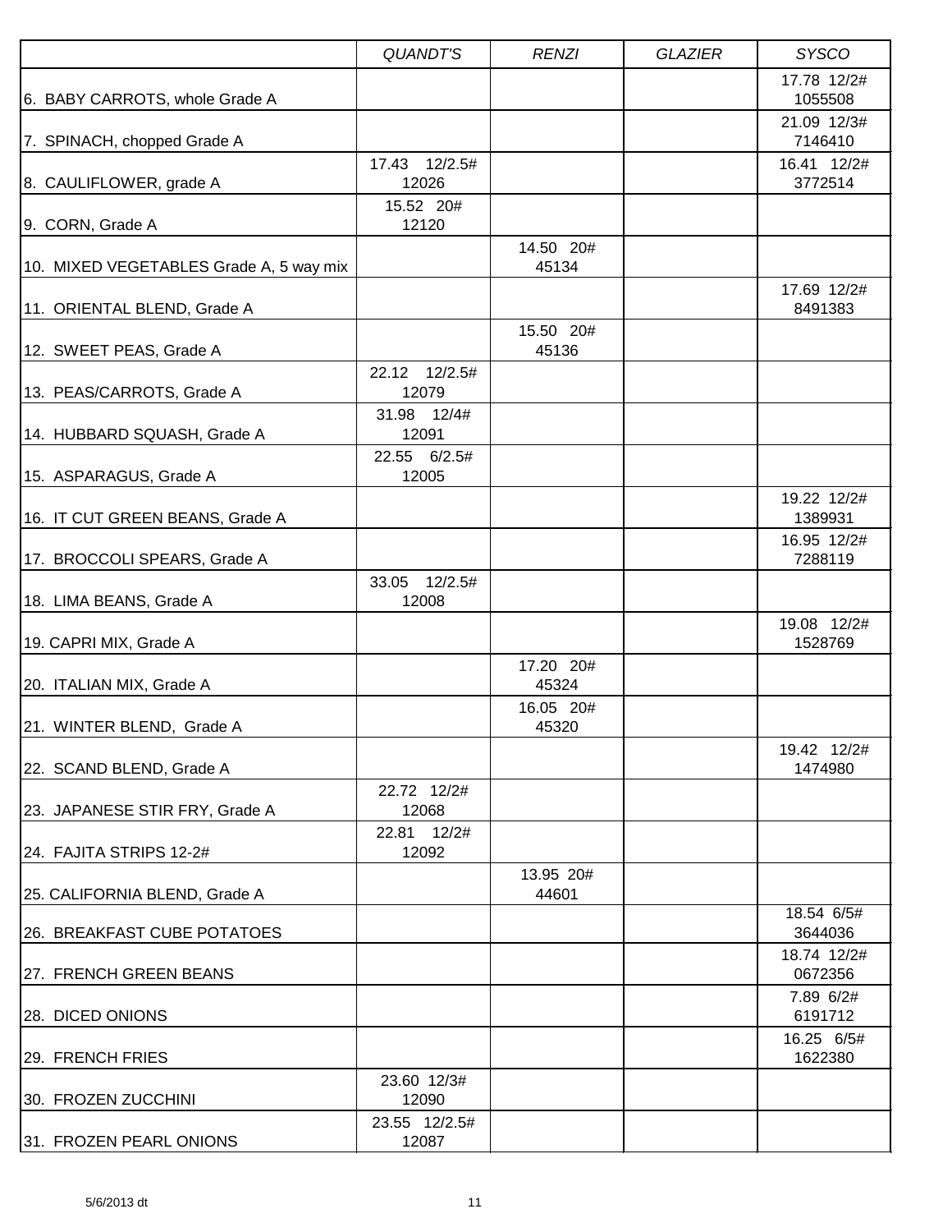| | *QUANDT'S* | *RENZI* | *GLAZIER* | *SYSCO* |
|---|---|---|---|---|
| 6. BABY CARROTS, whole Grade A | | | | 17.78 12/2# 1055508 |
| 7. SPINACH, chopped Grade A | | | | 21.09 12/3# 7146410 |
| 8. CAULIFLOWER, grade A | 17.43 12/2.5# 12026 | | | 16.41 12/2# 3772514 |
| 9. CORN, Grade A | 15.52 20# 12120 | | | |
| 10. MIXED VEGETABLES Grade A, 5 way mix | | 14.50 20# 45134 | | |
| 11. ORIENTAL BLEND, Grade A | | | | 17.69 12/2# 8491383 |
| 12. SWEET PEAS, Grade A | | 15.50 20# 45136 | | |
| 13. PEAS/CARROTS, Grade A | 22.12 12/2.5# 12079 | | | |
| 14. HUBBARD SQUASH, Grade A | 31.98 12/4# 12091 | | | |
| 15. ASPARAGUS, Grade A | 22.55 6/2.5# 12005 | | | |
| 16. IT CUT GREEN BEANS, Grade A | | | | 19.22 12/2# 1389931 |
| 17. BROCCOLI SPEARS, Grade A | | | | 16.95 12/2# 7288119 |
| 18. LIMA BEANS, Grade A | 33.05 12/2.5# 12008 | | | |
| 19. CAPRI MIX, Grade A | | | | 19.08 12/2# 1528769 |
| 20. ITALIAN MIX, Grade A | | 17.20 20# 45324 | | |
| 21. WINTER BLEND, Grade A | | 16.05 20# 45320 | | |
| 22. SCAND BLEND, Grade A | | | | 19.42 12/2# 1474980 |
| 23. JAPANESE STIR FRY, Grade A | 22.72 12/2# 12068 | | | |
| 24. FAJITA STRIPS 12-2# | 22.81 12/2# 12092 | | | |
| 25. CALIFORNIA BLEND, Grade A | | 13.95 20# 44601 | | |
| 26. BREAKFAST CUBE POTATOES | | | | 18.54 6/5# 3644036 |
| 27. FRENCH GREEN BEANS | | | | 18.74 12/2# 0672356 |
| 28. DICED ONIONS | | | | 7.89 6/2# 6191712 |
| 29. FRENCH FRIES | | | | 16.25 6/5# 1622380 |
| 30. FROZEN ZUCCHINI | 23.60 12/3# 12090 | | | |
| 31. FROZEN PEARL ONIONS | 23.55 12/2.5# 12087 | | | |

5/6/2013 dt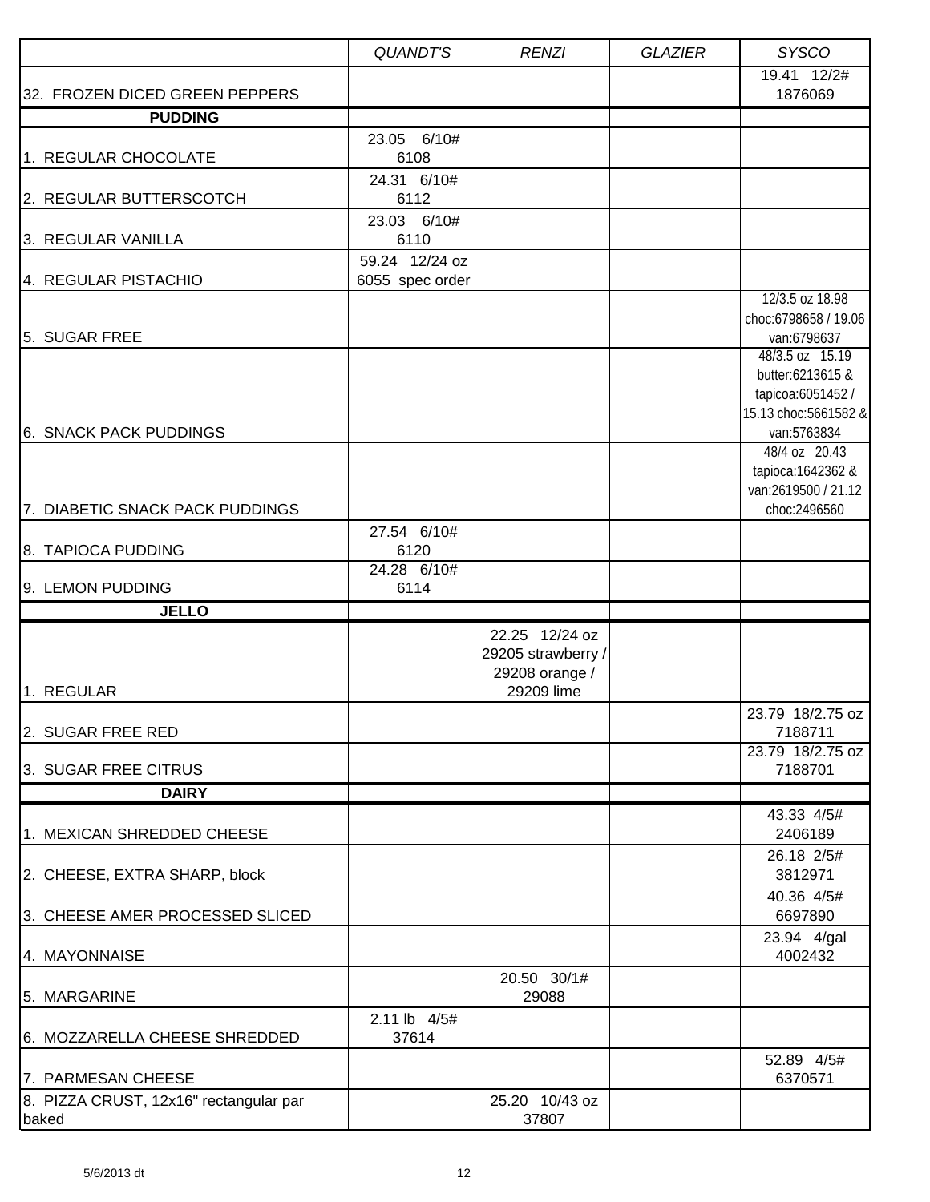| | QUANDT'S | RENZI | GLAZIER | SYSCO |
|---|---|---|---|---|
| 32. FROZEN DICED GREEN PEPPERS | | | | 19.41 12/2# 1876069 |
| **PUDDING** | | | | |
| 1. REGULAR CHOCOLATE | 23.05 6/10# 6108 | | | |
| 2. REGULAR BUTTERSCOTCH | 24.31 6/10# 6112 | | | |
| 3. REGULAR VANILLA | 23.03 6/10# 6110 | | | |
| 4. REGULAR PISTACHIO | 59.24 12/24 oz 6055 spec order | | | |
| 5. SUGAR FREE | | | | 12/3.5 oz 18.98 choc:6798658 / 19.06 van:6798637 |
| 6. SNACK PACK PUDDINGS | | | | 48/3.5 oz 15.19 butter:6213615 & tapicoa:6051452 / 15.13 choc:5661582 & van:5763834 |
| 7. DIABETIC SNACK PACK PUDDINGS | | | | 48/4 oz 20.43 tapioca:1642362 & van:2619500 / 21.12 choc:2496560 |
| 8. TAPIOCA PUDDING | 27.54 6/10# 6120 | | | |
| 9. LEMON PUDDING | 24.28 6/10# 6114 | | | |
| **JELLO** | | | | |
| 1. REGULAR | | 22.25 12/24 oz 29205 strawberry / 29208 orange / 29209 lime | | |
| 2. SUGAR FREE RED | | | | 23.79 18/2.75 oz 7188711 |
| 3. SUGAR FREE CITRUS | | | | 23.79 18/2.75 oz 7188701 |
| **DAIRY** | | | | |
| 1. MEXICAN SHREDDED CHEESE | | | | 43.33 4/5# 2406189 |
| 2. CHEESE, EXTRA SHARP, block | | | | 26.18 2/5# 3812971 |
| 3. CHEESE AMER PROCESSED SLICED | | | | 40.36 4/5# 6697890 |
| 4. MAYONNAISE | | | | 23.94 4/gal 4002432 |
| 5. MARGARINE | | 20.50 30/1# 29088 | | |
| 6. MOZZARELLA CHEESE SHREDDED | 2.11 lb 4/5# 37614 | | | |
| 7. PARMESAN CHEESE | | | | 52.89 4/5# 6370571 |
| 8. PIZZA CRUST, 12x16" rectangular par baked | | 25.20 10/43 oz 37807 | | |

5/6/2013 dt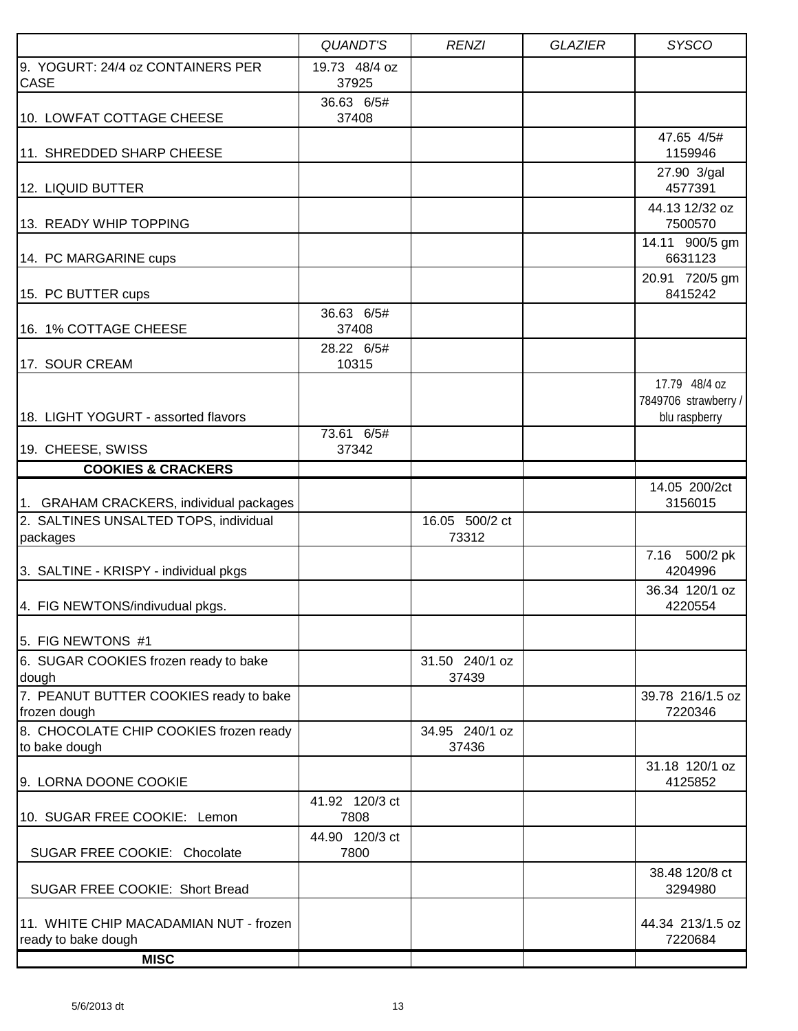| | QUANDT'S | RENZI | GLAZIER | SYSCO |
|---|---|---|---|---|
| 9. YOGURT: 24/4 oz CONTAINERS PER CASE | 19.73 48/4 oz 37925 | | | |
| 10. LOWFAT COTTAGE CHEESE | 36.63 6/5# 37408 | | | |
| 11. SHREDDED SHARP CHEESE | | | | 47.65 4/5# 1159946 |
| 12. LIQUID BUTTER | | | | 27.90 3/gal 4577391 |
| 13. READY WHIP TOPPING | | | | 44.13 12/32 oz 7500570 |
| 14. PC MARGARINE cups | | | | 14.11 900/5 gm 6631123 |
| 15. PC BUTTER cups | | | | 20.91 720/5 gm 8415242 |
| 16. 1% COTTAGE CHEESE | 36.63 6/5# 37408 | | | |
| 17. SOUR CREAM | 28.22 6/5# 10315 | | | |
| 18. LIGHT YOGURT - assorted flavors | | | | 17.79 48/4 oz 7849706 strawberry / blu raspberry |
| 19. CHEESE, SWISS | 73.61 6/5# 37342 | | | |
| **COOKIES & CRACKERS** | | | | |
| 1. GRAHAM CRACKERS, individual packages | | | | 14.05 200/2ct 3156015 |
| 2. SALTINES UNSALTED TOPS, individual packages | | 16.05 500/2 ct 73312 | | |
| 3. SALTINE - KRISPY - individual pkgs | | | | 7.16 500/2 pk 4204996 |
| 4. FIG NEWTONS/indivudual pkgs. | | | | 36.34 120/1 oz 4220554 |
| 5. FIG NEWTONS #1 | | | | |
| 6. SUGAR COOKIES frozen ready to bake dough | | 31.50 240/1 oz 37439 | | |
| 7. PEANUT BUTTER COOKIES ready to bake frozen dough | | | | 39.78 216/1.5 oz 7220346 |
| 8. CHOCOLATE CHIP COOKIES frozen ready to bake dough | | 34.95 240/1 oz 37436 | | |
| 9. LORNA DOONE COOKIE | | | | 31.18 120/1 oz 4125852 |
| 10. SUGAR FREE COOKIE: Lemon | 41.92 120/3 ct 7808 | | | |
| SUGAR FREE COOKIE: Chocolate | 44.90 120/3 ct 7800 | | | |
| SUGAR FREE COOKIE: Short Bread | | | | 38.48 120/8 ct 3294980 |
| 11. WHITE CHIP MACADAMIAN NUT - frozen ready to bake dough | | | | 44.34 213/1.5 oz 7220684 |
| **MISC** | | | | |

5/6/2013 dt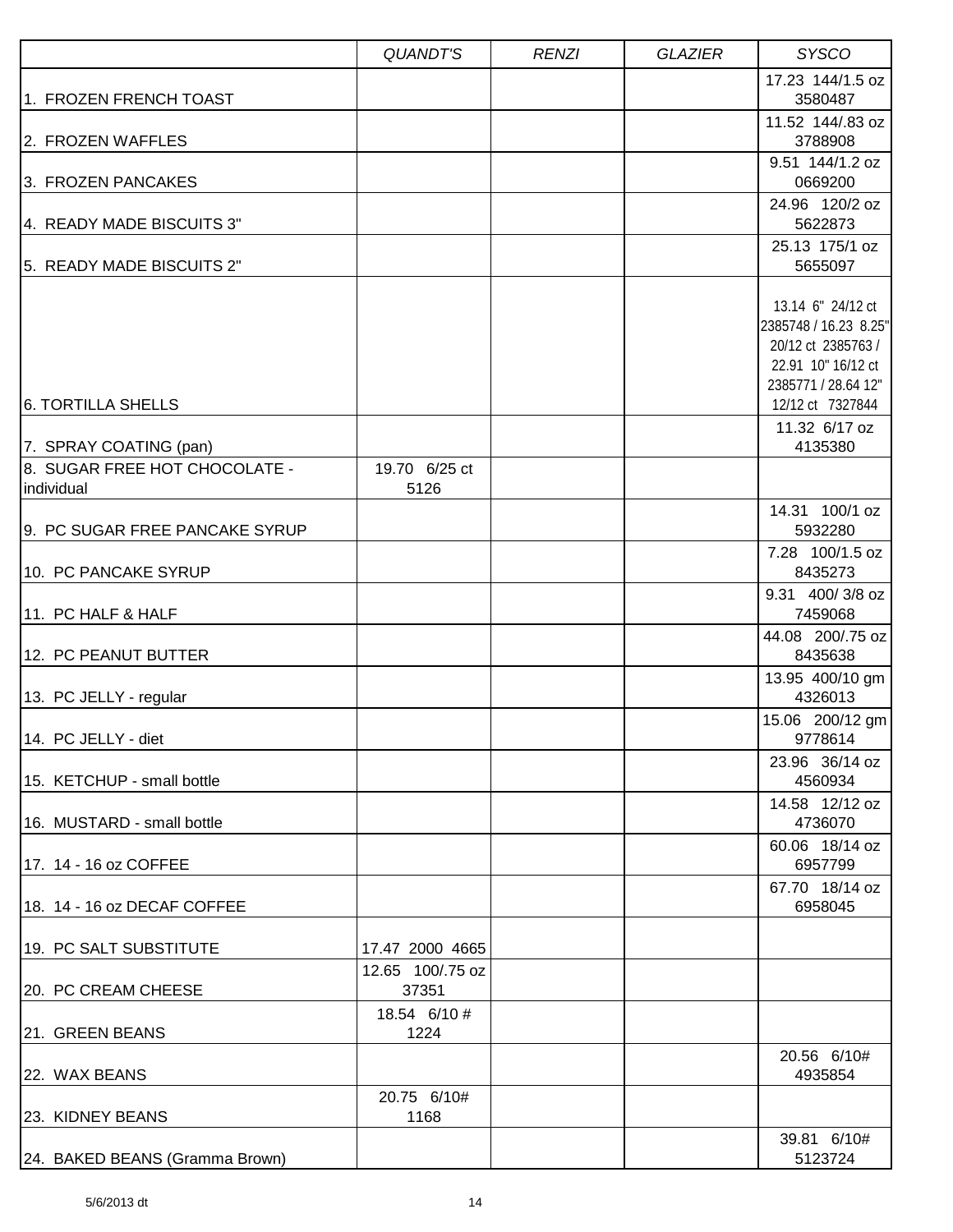| | *QUANDT'S* | *RENZI* | *GLAZIER* | *SYSCO* |
|---|---|---|---|---|
| 1. FROZEN FRENCH TOAST | | | | 17.23 144/1.5 oz 3580487 |
| 2. FROZEN WAFFLES | | | | 11.52 144/.83 oz 3788908 |
| 3. FROZEN PANCAKES | | | | 9.51 144/1.2 oz 0669200 |
| 4. READY MADE BISCUITS 3" | | | | 24.96 120/2 oz 5622873 |
| 5. READY MADE BISCUITS 2" | | | | 25.13 175/1 oz 5655097 |
| 6. TORTILLA SHELLS | | | | 13.14 6" 24/12 ct 2385748 / 16.23 8.25" 20/12 ct 2385763 / 22.91 10" 16/12 ct 2385771 / 28.64 12" 12/12 ct 7327844 |
| 7. SPRAY COATING (pan) | | | | 11.32 6/17 oz 4135380 |
| 8. SUGAR FREE HOT CHOCOLATE - individual | 19.70 6/25 ct 5126 | | | |
| 9. PC SUGAR FREE PANCAKE SYRUP | | | | 14.31 100/1 oz 5932280 |
| 10. PC PANCAKE SYRUP | | | | 7.28 100/1.5 oz 8435273 |
| 11. PC HALF & HALF | | | | 9.31 400/ 3/8 oz 7459068 |
| 12. PC PEANUT BUTTER | | | | 44.08 200/.75 oz 8435638 |
| 13. PC JELLY - regular | | | | 13.95 400/10 gm 4326013 |
| 14. PC JELLY - diet | | | | 15.06 200/12 gm 9778614 |
| 15. KETCHUP - small bottle | | | | 23.96 36/14 oz 4560934 |
| 16. MUSTARD - small bottle | | | | 14.58 12/12 oz 4736070 |
| 17. 14 - 16 oz COFFEE | | | | 60.06 18/14 oz 6957799 |
| 18. 14 - 16 oz DECAF COFFEE | | | | 67.70 18/14 oz 6958045 |
| 19. PC SALT SUBSTITUTE | 17.47 2000 4665 | | | |
| 20. PC CREAM CHEESE | 12.65 100/.75 oz 37351 | | | |
| 21. GREEN BEANS | 18.54 6/10 # 1224 | | | |
| 22. WAX BEANS | | | | 20.56 6/10# 4935854 |
| 23. KIDNEY BEANS | 20.75 6/10# 1168 | | | |
| 24. BAKED BEANS (Gramma Brown) | | | | 39.81 6/10# 5123724 |

5/6/2013 dt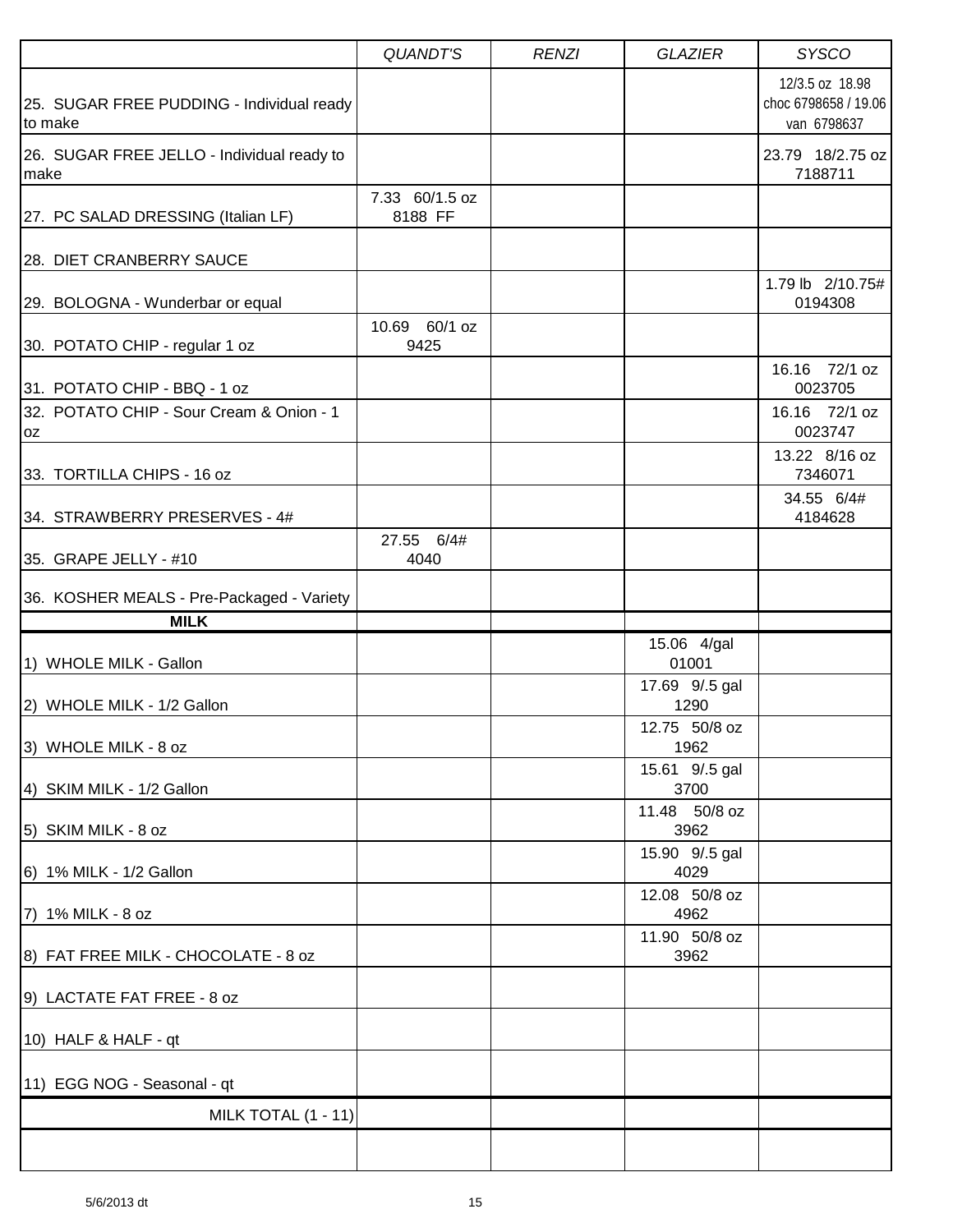| | *QUANDT'S* | *RENZI* | *GLAZIER* | *SYSCO* |
|---|---|---|---|---|
| 25. SUGAR FREE PUDDING - Individual ready to make | | | | 12/3.5 oz 18.98 choc 6798658 / 19.06 van 6798637 |
| 26. SUGAR FREE JELLO - Individual ready to make | | | | 23.79 18/2.75 oz 7188711 |
| 27. PC SALAD DRESSING (Italian LF) | 7.33 60/1.5 oz 8188 FF | | | |
| 28. DIET CRANBERRY SAUCE | | | | |
| 29. BOLOGNA - Wunderbar or equal | | | | 1.79 lb 2/10.75# 0194308 |
| 30. POTATO CHIP - regular 1 oz | 10.69 60/1 oz 9425 | | | |
| 31. POTATO CHIP - BBQ - 1 oz | | | | 16.16 72/1 oz 0023705 |
| 32. POTATO CHIP - Sour Cream & Onion - 1 oz | | | | 16.16 72/1 oz 0023747 |
| 33. TORTILLA CHIPS - 16 oz | | | | 13.22 8/16 oz 7346071 |
| 34. STRAWBERRY PRESERVES - 4# | | | | 34.55 6/4# 4184628 |
| 35. GRAPE JELLY - #10 | 27.55 6/4# 4040 | | | |
| 36. KOSHER MEALS - Pre-Packaged - Variety | | | | |
| **MILK** | | | | |
| 1) WHOLE MILK - Gallon | | | 15.06 4/gal 01001 | |
| 2) WHOLE MILK - 1/2 Gallon | | | 17.69 9/.5 gal 1290 | |
| 3) WHOLE MILK - 8 oz | | | 12.75 50/8 oz 1962 | |
| 4) SKIM MILK - 1/2 Gallon | | | 15.61 9/.5 gal 3700 | |
| 5) SKIM MILK - 8 oz | | | 11.48 50/8 oz 3962 | |
| 6) 1% MILK - 1/2 Gallon | | | 15.90 9/.5 gal 4029 | |
| 7) 1% MILK - 8 oz | | | 12.08 50/8 oz 4962 | |
| 8) FAT FREE MILK - CHOCOLATE - 8 oz | | | 11.90 50/8 oz 3962 | |
| 9) LACTATE FAT FREE - 8 oz | | | | |
| 10) HALF & HALF - qt | | | | |
| 11) EGG NOG - Seasonal - qt | | | | |
| MILK TOTAL (1 - 11) | | | | |
| | | | | |

5/6/2013 dt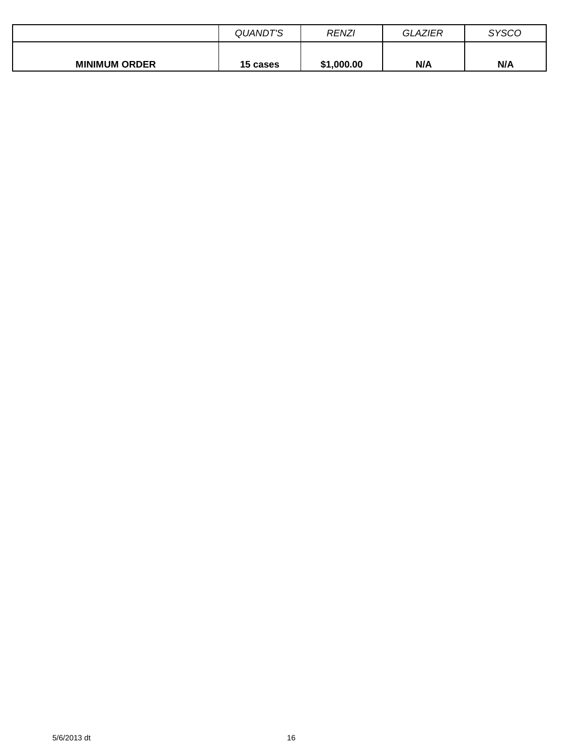| | *QUANDT'S* | *RENZI* | *GLAZIER* | *SYSCO* |
| --- | --- | --- | --- | --- |
| **MINIMUM ORDER** | **15 cases** | **$1,000.00** | **N/A** | **N/A** |

5/6/2013 dt